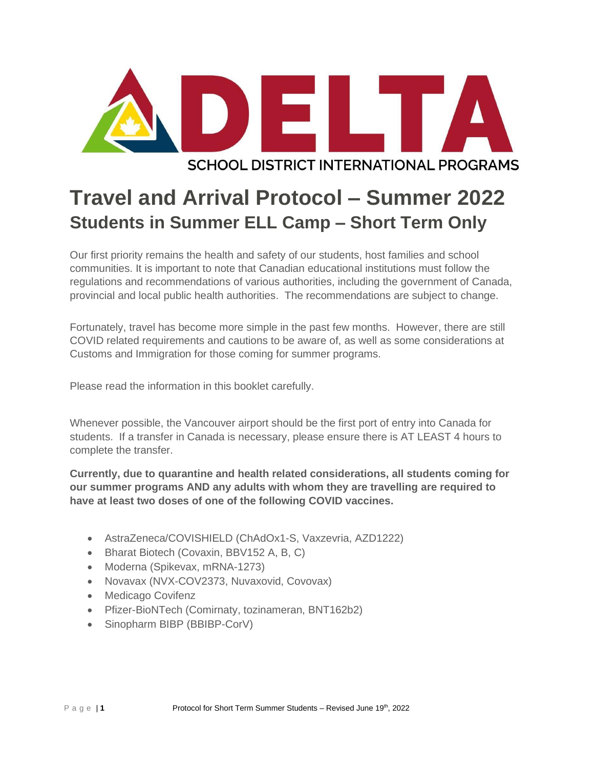DELTA SCHOOL DISTRICT INTERNATIONAL PROGRAMS

# Travel and Arrival Protocol – Summer 2022

## Students in Summer ELL Camp – Short Term Only

Our first priority remains the health and safety of our students, host families and school communities. It is important to note that Canadian educational institutions must follow the regulations and recommendations of various authorities, including the government of Canada, provincial and local public health authorities. The recommendations are subject to change.

Fortunately, travel has become more simple in the past few months. However, there are still COVID related requirements and cautions to be aware of, as well as some considerations at Customs and Immigration for those coming for summer programs.

Please read the information in this booklet carefully.

Whenever possible, the Vancouver airport should be the first port of entry into Canada for students. If a transfer in Canada is necessary, please ensure there is AT LEAST 4 hours to complete the transfer.

**Currently, due to quarantine and health related considerations, all students coming for our summer programs AND any adults with whom they are travelling are required to have at least two doses of one of the following COVID vaccines.**

- AstraZeneca/COVISHIELD (ChAdOx1-S, Vaxzevria, AZD1222)
- Bharat Biotech (Covaxin, BBV152 A, B, C)
- Moderna (Spikevax, mRNA-1273)
- Novavax (NVX-COV2373, Nuvaxovid, Covovax)
- Medicago Covifenz
- Pfizer-BioNTech (Comirnaty, tozinameran, BNT162b2)
- Sinopharm BIBP (BBIBP-CorV)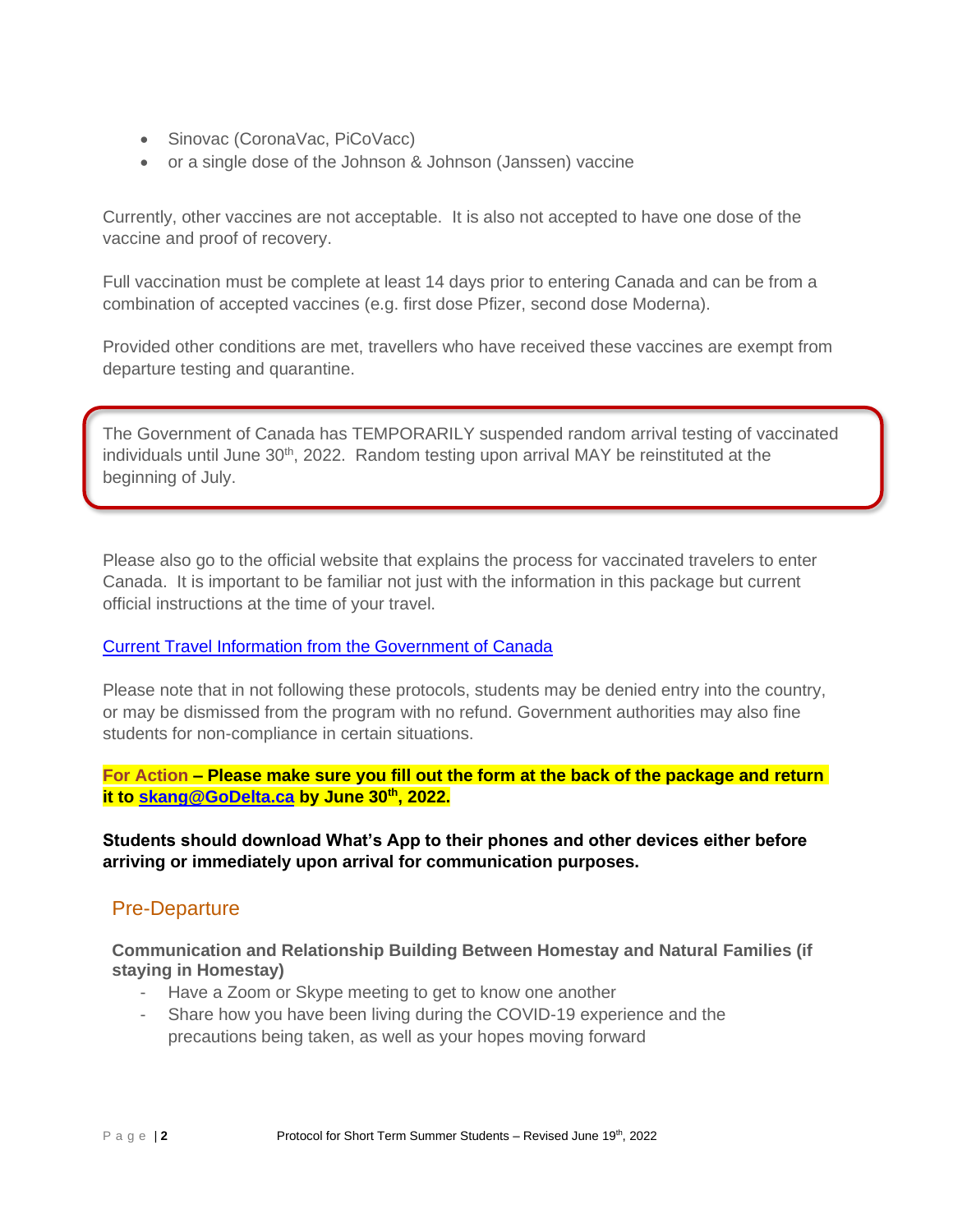- Sinovac (CoronaVac, PiCoVacc)
- or a single dose of the Johnson & Johnson (Janssen) vaccine

Currently, other vaccines are not acceptable. It is also not accepted to have one dose of the vaccine and proof of recovery.

Full vaccination must be complete at least 14 days prior to entering Canada and can be from a combination of accepted vaccines (e.g. first dose Pfizer, second dose Moderna).

Provided other conditions are met, travellers who have received these vaccines are exempt from departure testing and quarantine.

The Government of Canada has TEMPORARILY suspended random arrival testing of vaccinated individuals until June 30th, 2022. Random testing upon arrival MAY be reinstituted at the beginning of July.

Please also go to the official website that explains the process for vaccinated travelers to enter Canada. It is important to be familiar not just with the information in this package but current official instructions at the time of your travel.

Current Travel Information from the Government of Canada

Please note that in not following these protocols, students may be denied entry into the country, or may be dismissed from the program with no refund. Government authorities may also fine students for non-compliance in certain situations.

**For Action – Please make sure you fill out the form at the back of the package and return it to skang@GoDelta.ca by June 30th, 2022.**

**Students should download What's App to their phones and other devices either before arriving or immediately upon arrival for communication purposes.**

## Pre-Departure

**Communication and Relationship Building Between Homestay and Natural Families (if staying in Homestay)**

- Have a Zoom or Skype meeting to get to know one another
- Share how you have been living during the COVID-19 experience and the precautions being taken, as well as your hopes moving forward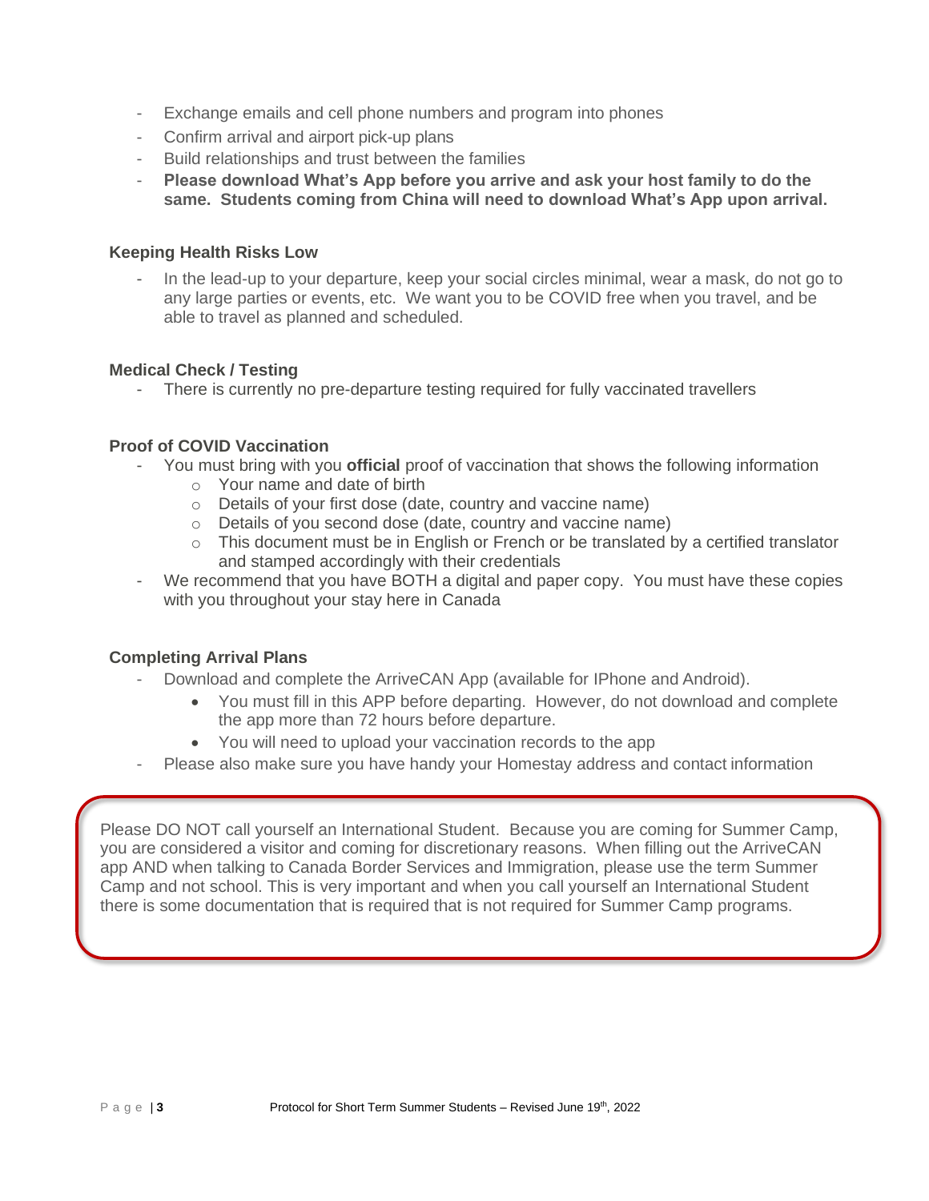- Exchange emails and cell phone numbers and program into phones
- Confirm arrival and airport pick-up plans
- Build relationships and trust between the families
- **Please download What's App before you arrive and ask your host family to do the same. Students coming from China will need to download What's App upon arrival.**

### Keeping Health Risks Low

- In the lead-up to your departure, keep your social circles minimal, wear a mask, do not go to any large parties or events, etc. We want you to be COVID free when you travel, and be able to travel as planned and scheduled.

### Medical Check / Testing

- There is currently no pre-departure testing required for fully vaccinated travellers

### Proof of COVID Vaccination

- You must bring with you **official** proof of vaccination that shows the following information
  - Your name and date of birth
  - Details of your first dose (date, country and vaccine name)
  - Details of you second dose (date, country and vaccine name)
  - This document must be in English or French or be translated by a certified translator and stamped accordingly with their credentials
- We recommend that you have BOTH a digital and paper copy. You must have these copies with you throughout your stay here in Canada

### Completing Arrival Plans

- Download and complete the ArriveCAN App (available for IPhone and Android).
  - You must fill in this APP before departing. However, do not download and complete the app more than 72 hours before departure.
  - You will need to upload your vaccination records to the app
- Please also make sure you have handy your Homestay address and contact information

> Please DO NOT call yourself an International Student. Because you are coming for Summer Camp, you are considered a visitor and coming for discretionary reasons. When filling out the ArriveCAN app AND when talking to Canada Border Services and Immigration, please use the term Summer Camp and not school. This is very important and when you call yourself an International Student there is some documentation that is required that is not required for Summer Camp programs.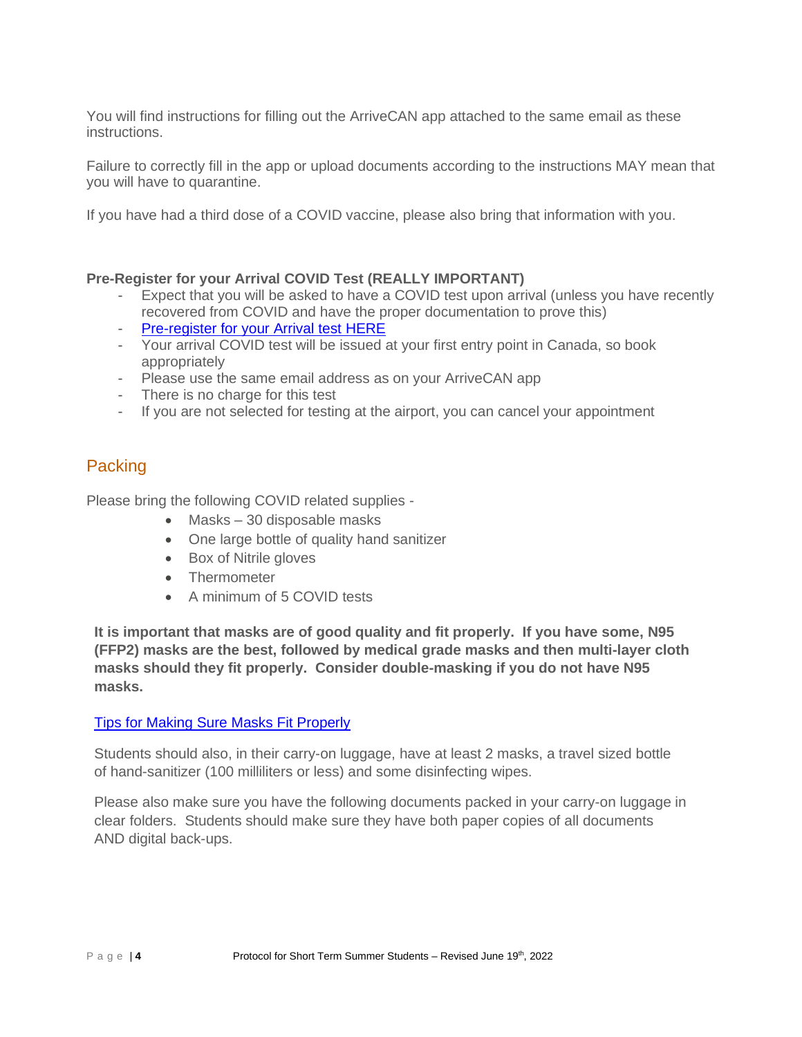You will find instructions for filling out the ArriveCAN app attached to the same email as these instructions.

Failure to correctly fill in the app or upload documents according to the instructions MAY mean that you will have to quarantine.

If you have had a third dose of a COVID vaccine, please also bring that information with you.

**Pre-Register for your Arrival COVID Test (REALLY IMPORTANT)**

- Expect that you will be asked to have a COVID test upon arrival (unless you have recently recovered from COVID and have the proper documentation to prove this)
- Pre-register for your Arrival test HERE
- Your arrival COVID test will be issued at your first entry point in Canada, so book appropriately
- Please use the same email address as on your ArriveCAN app
- There is no charge for this test
- If you are not selected for testing at the airport, you can cancel your appointment

## Packing

Please bring the following COVID related supplies -

- Masks – 30 disposable masks
- One large bottle of quality hand sanitizer
- Box of Nitrile gloves
- Thermometer
- A minimum of 5 COVID tests

**It is important that masks are of good quality and fit properly. If you have some, N95 (FFP2) masks are the best, followed by medical grade masks and then multi-layer cloth masks should they fit properly. Consider double-masking if you do not have N95 masks.**

Tips for Making Sure Masks Fit Properly

Students should also, in their carry-on luggage, have at least 2 masks, a travel sized bottle of hand-sanitizer (100 milliliters or less) and some disinfecting wipes.

Please also make sure you have the following documents packed in your carry-on luggage in clear folders. Students should make sure they have both paper copies of all documents AND digital back-ups.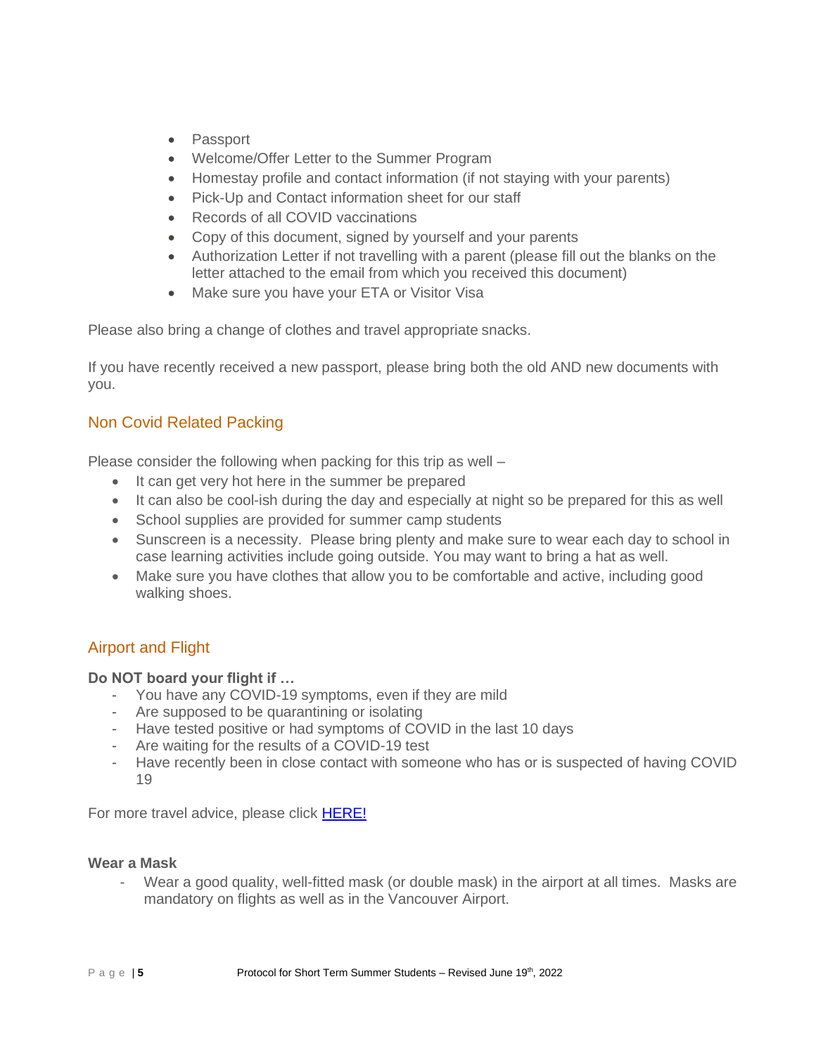- Passport
- Welcome/Offer Letter to the Summer Program
- Homestay profile and contact information (if not staying with your parents)
- Pick-Up and Contact information sheet for our staff
- Records of all COVID vaccinations
- Copy of this document, signed by yourself and your parents
- Authorization Letter if not travelling with a parent (please fill out the blanks on the letter attached to the email from which you received this document)
- Make sure you have your ETA or Visitor Visa

Please also bring a change of clothes and travel appropriate snacks.

If you have recently received a new passport, please bring both the old AND new documents with you.

## Non Covid Related Packing

Please consider the following when packing for this trip as well –

- It can get very hot here in the summer be prepared
- It can also be cool-ish during the day and especially at night so be prepared for this as well
- School supplies are provided for summer camp students
- Sunscreen is a necessity. Please bring plenty and make sure to wear each day to school in case learning activities include going outside. You may want to bring a hat as well.
- Make sure you have clothes that allow you to be comfortable and active, including good walking shoes.

## Airport and Flight

**Do NOT board your flight if …**

- You have any COVID-19 symptoms, even if they are mild
- Are supposed to be quarantining or isolating
- Have tested positive or had symptoms of COVID in the last 10 days
- Are waiting for the results of a COVID-19 test
- Have recently been in close contact with someone who has or is suspected of having COVID 19

For more travel advice, please click [HERE!](HERE!)

**Wear a Mask**

- Wear a good quality, well-fitted mask (or double mask) in the airport at all times. Masks are mandatory on flights as well as in the Vancouver Airport.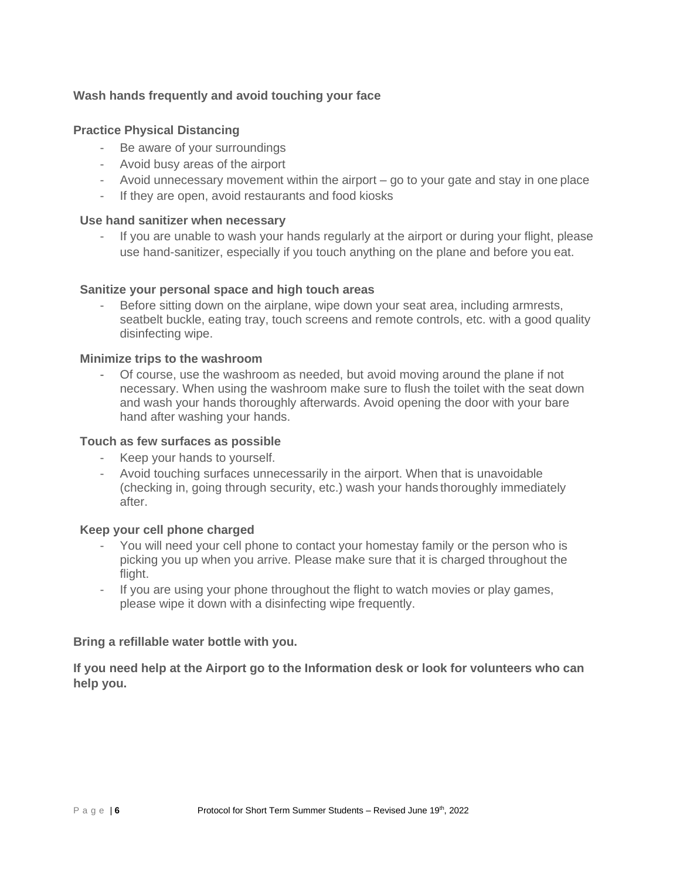**Wash hands frequently and avoid touching your face**

**Practice Physical Distancing**

- Be aware of your surroundings
- Avoid busy areas of the airport
- Avoid unnecessary movement within the airport – go to your gate and stay in one place
- If they are open, avoid restaurants and food kiosks

**Use hand sanitizer when necessary**

- If you are unable to wash your hands regularly at the airport or during your flight, please use hand-sanitizer, especially if you touch anything on the plane and before you eat.

**Sanitize your personal space and high touch areas**

- Before sitting down on the airplane, wipe down your seat area, including armrests, seatbelt buckle, eating tray, touch screens and remote controls, etc. with a good quality disinfecting wipe.

**Minimize trips to the washroom**

- Of course, use the washroom as needed, but avoid moving around the plane if not necessary. When using the washroom make sure to flush the toilet with the seat down and wash your hands thoroughly afterwards. Avoid opening the door with your bare hand after washing your hands.

**Touch as few surfaces as possible**

- Keep your hands to yourself.
- Avoid touching surfaces unnecessarily in the airport. When that is unavoidable (checking in, going through security, etc.) wash your hands thoroughly immediately after.

**Keep your cell phone charged**

- You will need your cell phone to contact your homestay family or the person who is picking you up when you arrive. Please make sure that it is charged throughout the flight.
- If you are using your phone throughout the flight to watch movies or play games, please wipe it down with a disinfecting wipe frequently.

**Bring a refillable water bottle with you.**

**If you need help at the Airport go to the Information desk or look for volunteers who can help you.**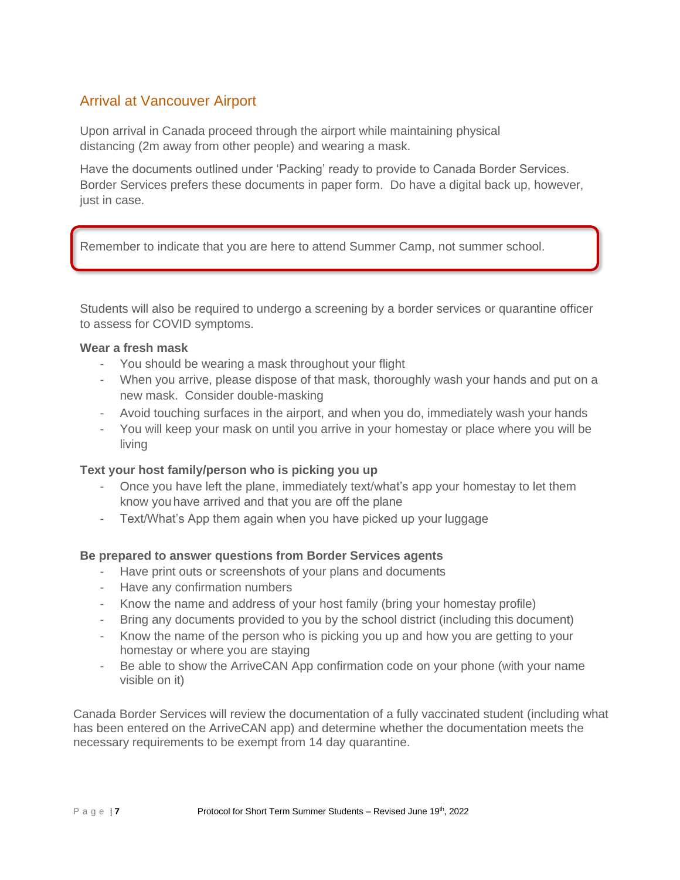## Arrival at Vancouver Airport

Upon arrival in Canada proceed through the airport while maintaining physical distancing (2m away from other people) and wearing a mask.

Have the documents outlined under 'Packing' ready to provide to Canada Border Services. Border Services prefers these documents in paper form. Do have a digital back up, however, just in case.

> Remember to indicate that you are here to attend Summer Camp, not summer school.

Students will also be required to undergo a screening by a border services or quarantine officer to assess for COVID symptoms.

**Wear a fresh mask**

- You should be wearing a mask throughout your flight
- When you arrive, please dispose of that mask, thoroughly wash your hands and put on a new mask. Consider double-masking
- Avoid touching surfaces in the airport, and when you do, immediately wash your hands
- You will keep your mask on until you arrive in your homestay or place where you will be living

**Text your host family/person who is picking you up**

- Once you have left the plane, immediately text/what's app your homestay to let them know you have arrived and that you are off the plane
- Text/What's App them again when you have picked up your luggage

**Be prepared to answer questions from Border Services agents**

- Have print outs or screenshots of your plans and documents
- Have any confirmation numbers
- Know the name and address of your host family (bring your homestay profile)
- Bring any documents provided to you by the school district (including this document)
- Know the name of the person who is picking you up and how you are getting to your homestay or where you are staying
- Be able to show the ArriveCAN App confirmation code on your phone (with your name visible on it)

Canada Border Services will review the documentation of a fully vaccinated student (including what has been entered on the ArriveCAN app) and determine whether the documentation meets the necessary requirements to be exempt from 14 day quarantine.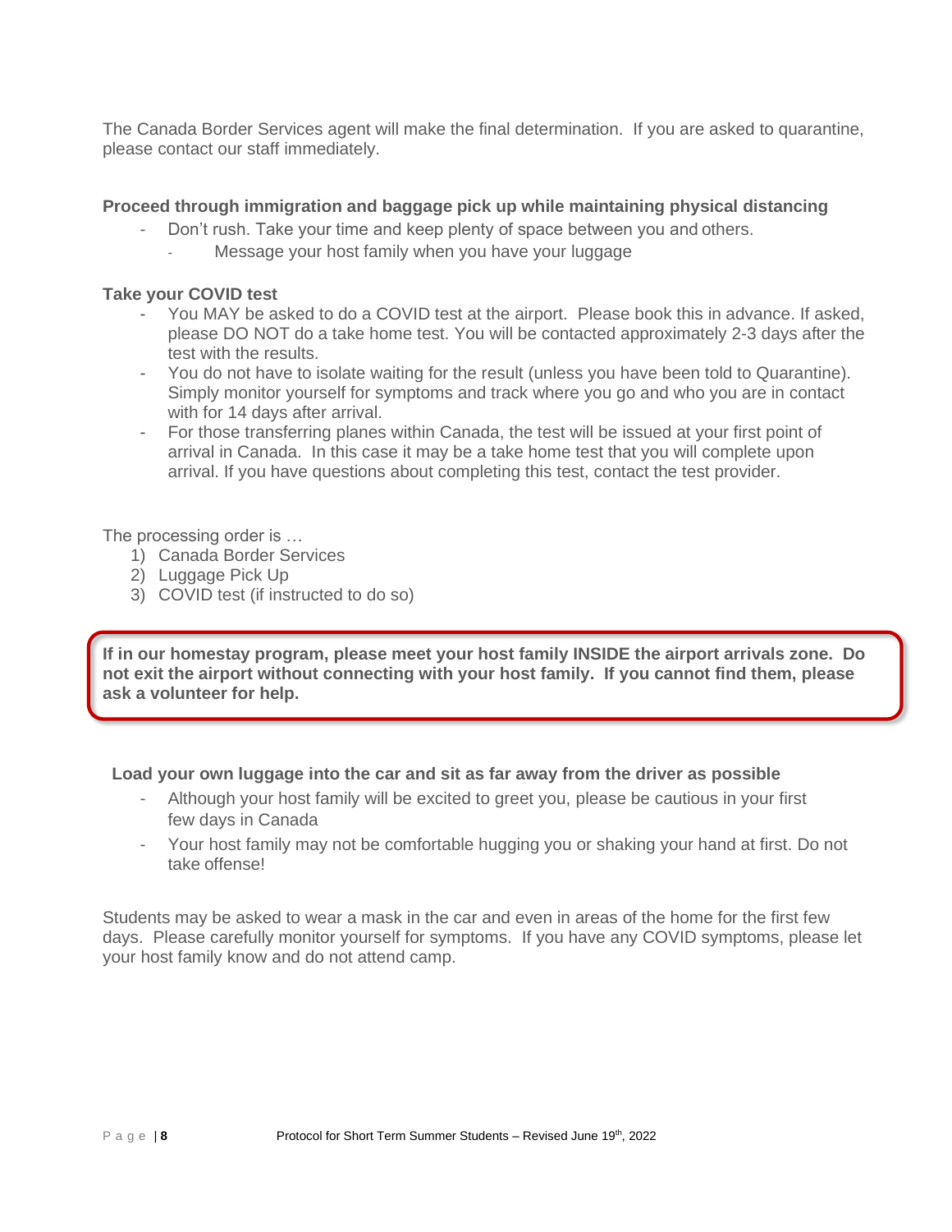The Canada Border Services agent will make the final determination. If you are asked to quarantine, please contact our staff immediately.

**Proceed through immigration and baggage pick up while maintaining physical distancing**

- Don't rush. Take your time and keep plenty of space between you and others.
  - Message your host family when you have your luggage

**Take your COVID test**

- You MAY be asked to do a COVID test at the airport. Please book this in advance. If asked, please DO NOT do a take home test. You will be contacted approximately 2-3 days after the test with the results.
- You do not have to isolate waiting for the result (unless you have been told to Quarantine). Simply monitor yourself for symptoms and track where you go and who you are in contact with for 14 days after arrival.
- For those transferring planes within Canada, the test will be issued at your first point of arrival in Canada. In this case it may be a take home test that you will complete upon arrival. If you have questions about completing this test, contact the test provider.

The processing order is …

1) Canada Border Services
2) Luggage Pick Up
3) COVID test (if instructed to do so)

**If in our homestay program, please meet your host family INSIDE the airport arrivals zone. Do not exit the airport without connecting with your host family. If you cannot find them, please ask a volunteer for help.**

**Load your own luggage into the car and sit as far away from the driver as possible**

- Although your host family will be excited to greet you, please be cautious in your first few days in Canada
- Your host family may not be comfortable hugging you or shaking your hand at first. Do not take offense!

Students may be asked to wear a mask in the car and even in areas of the home for the first few days. Please carefully monitor yourself for symptoms. If you have any COVID symptoms, please let your host family know and do not attend camp.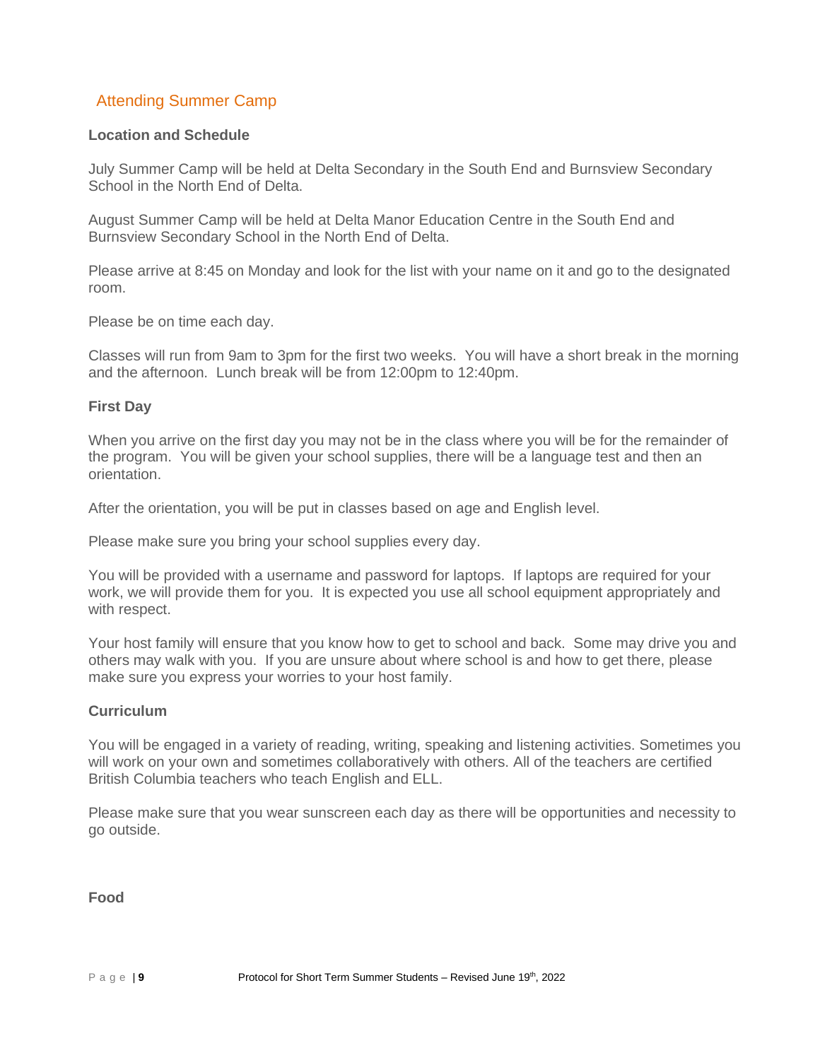## Attending Summer Camp

### Location and Schedule

July Summer Camp will be held at Delta Secondary in the South End and Burnsview Secondary School in the North End of Delta.

August Summer Camp will be held at Delta Manor Education Centre in the South End and Burnsview Secondary School in the North End of Delta.

Please arrive at 8:45 on Monday and look for the list with your name on it and go to the designated room.

Please be on time each day.

Classes will run from 9am to 3pm for the first two weeks. You will have a short break in the morning and the afternoon. Lunch break will be from 12:00pm to 12:40pm.

### First Day

When you arrive on the first day you may not be in the class where you will be for the remainder of the program. You will be given your school supplies, there will be a language test and then an orientation.

After the orientation, you will be put in classes based on age and English level.

Please make sure you bring your school supplies every day.

You will be provided with a username and password for laptops. If laptops are required for your work, we will provide them for you. It is expected you use all school equipment appropriately and with respect.

Your host family will ensure that you know how to get to school and back. Some may drive you and others may walk with you. If you are unsure about where school is and how to get there, please make sure you express your worries to your host family.

### Curriculum

You will be engaged in a variety of reading, writing, speaking and listening activities. Sometimes you will work on your own and sometimes collaboratively with others. All of the teachers are certified British Columbia teachers who teach English and ELL.

Please make sure that you wear sunscreen each day as there will be opportunities and necessity to go outside.

### Food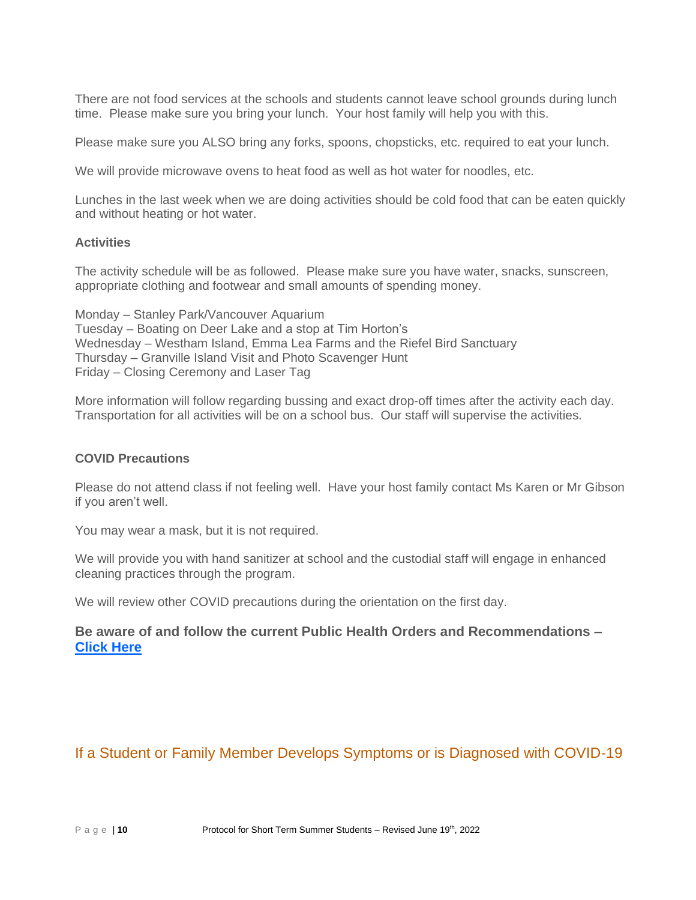There are not food services at the schools and students cannot leave school grounds during lunch time. Please make sure you bring your lunch. Your host family will help you with this.

Please make sure you ALSO bring any forks, spoons, chopsticks, etc. required to eat your lunch.

We will provide microwave ovens to heat food as well as hot water for noodles, etc.

Lunches in the last week when we are doing activities should be cold food that can be eaten quickly and without heating or hot water.

**Activities**

The activity schedule will be as followed. Please make sure you have water, snacks, sunscreen, appropriate clothing and footwear and small amounts of spending money.

Monday – Stanley Park/Vancouver Aquarium
Tuesday – Boating on Deer Lake and a stop at Tim Horton's
Wednesday – Westham Island, Emma Lea Farms and the Riefel Bird Sanctuary
Thursday – Granville Island Visit and Photo Scavenger Hunt
Friday – Closing Ceremony and Laser Tag

More information will follow regarding bussing and exact drop-off times after the activity each day. Transportation for all activities will be on a school bus. Our staff will supervise the activities.

**COVID Precautions**

Please do not attend class if not feeling well. Have your host family contact Ms Karen or Mr Gibson if you aren't well.

You may wear a mask, but it is not required.

We will provide you with hand sanitizer at school and the custodial staff will engage in enhanced cleaning practices through the program.

We will review other COVID precautions during the orientation on the first day.

**Be aware of and follow the current Public Health Orders and Recommendations – Click Here**

## If a Student or Family Member Develops Symptoms or is Diagnosed with COVID-19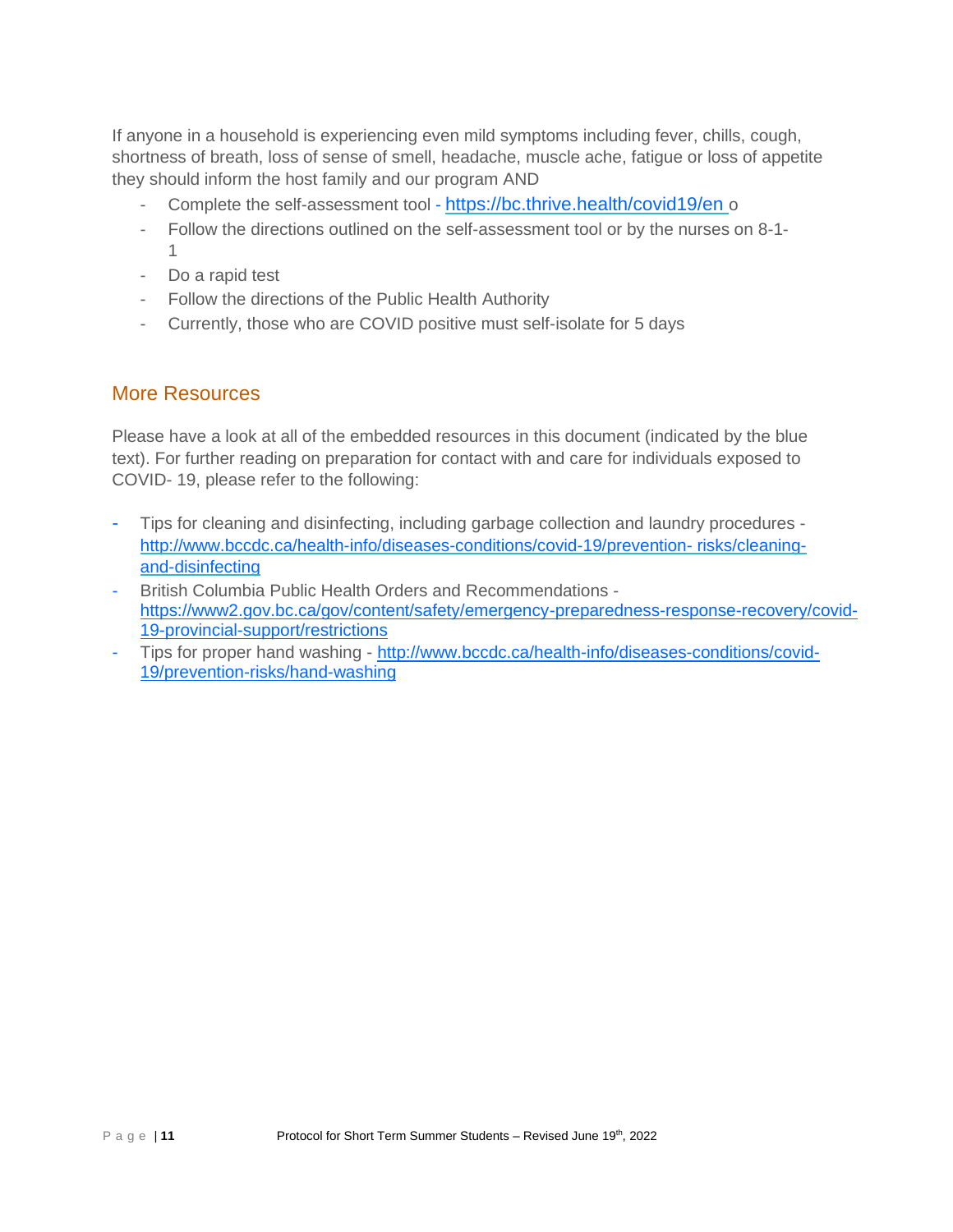If anyone in a household is experiencing even mild symptoms including fever, chills, cough, shortness of breath, loss of sense of smell, headache, muscle ache, fatigue or loss of appetite they should inform the host family and our program AND

- Complete the self-assessment tool - https://bc.thrive.health/covid19/en o
- Follow the directions outlined on the self-assessment tool or by the nurses on 8-1-1
- Do a rapid test
- Follow the directions of the Public Health Authority
- Currently, those who are COVID positive must self-isolate for 5 days

## More Resources

Please have a look at all of the embedded resources in this document (indicated by the blue text). For further reading on preparation for contact with and care for individuals exposed to COVID- 19, please refer to the following:

- Tips for cleaning and disinfecting, including garbage collection and laundry procedures - http://www.bccdc.ca/health-info/diseases-conditions/covid-19/prevention- risks/cleaning-and-disinfecting
- British Columbia Public Health Orders and Recommendations - https://www2.gov.bc.ca/gov/content/safety/emergency-preparedness-response-recovery/covid-19-provincial-support/restrictions
- Tips for proper hand washing - http://www.bccdc.ca/health-info/diseases-conditions/covid-19/prevention-risks/hand-washing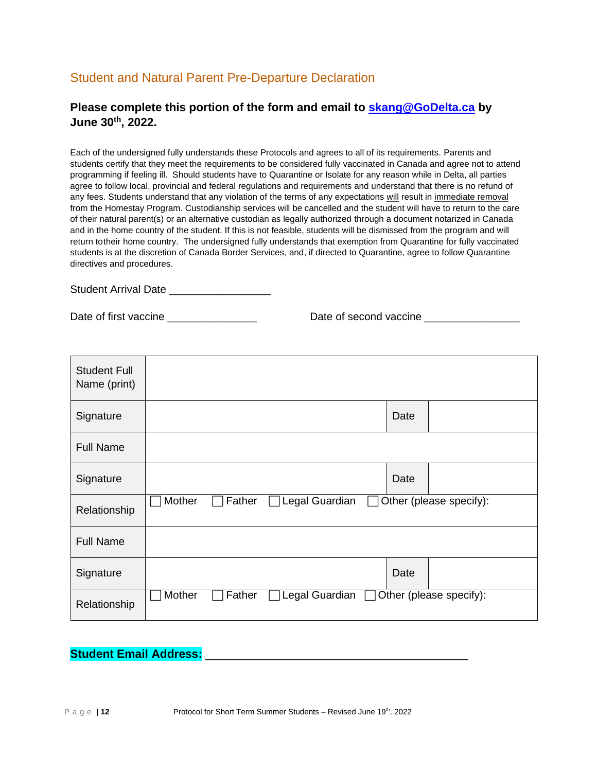## Student and Natural Parent Pre-Departure Declaration

**Please complete this portion of the form and email to [skang@GoDelta.ca](mailto:skang@GoDelta.ca) by June 30th, 2022.**

Each of the undersigned fully understands these Protocols and agrees to all of its requirements. Parents and students certify that they meet the requirements to be considered fully vaccinated in Canada and agree not to attend programming if feeling ill. Should students have to Quarantine or Isolate for any reason while in Delta, all parties agree to follow local, provincial and federal regulations and requirements and understand that there is no refund of any fees. Students understand that any violation of the terms of any expectations will result in immediate removal from the Homestay Program. Custodianship services will be cancelled and the student will have to return to the care of their natural parent(s) or an alternative custodian as legally authorized through a document notarized in Canada and in the home country of the student. If this is not feasible, students will be dismissed from the program and will return to their home country. The undersigned fully understands that exemption from Quarantine for fully vaccinated students is at the discretion of Canada Border Services, and, if directed to Quarantine, agree to follow Quarantine directives and procedures.

Student Arrival Date _________________

Date of first vaccine _______________ Date of second vaccine ________________

| | | | |
|---|---|---|---|
| Student Full Name (print) | | | |
| Signature | | Date | |
| Full Name | | | |
| Signature | | Date | |
| Relationship | ☐ Mother ☐ Father ☐ Legal Guardian ☐ Other (please specify): | | |
| Full Name | | | |
| Signature | | Date | |
| Relationship | ☐ Mother ☐ Father ☐ Legal Guardian ☐ Other (please specify): | | |

**Student Email Address:** ___________________________________________